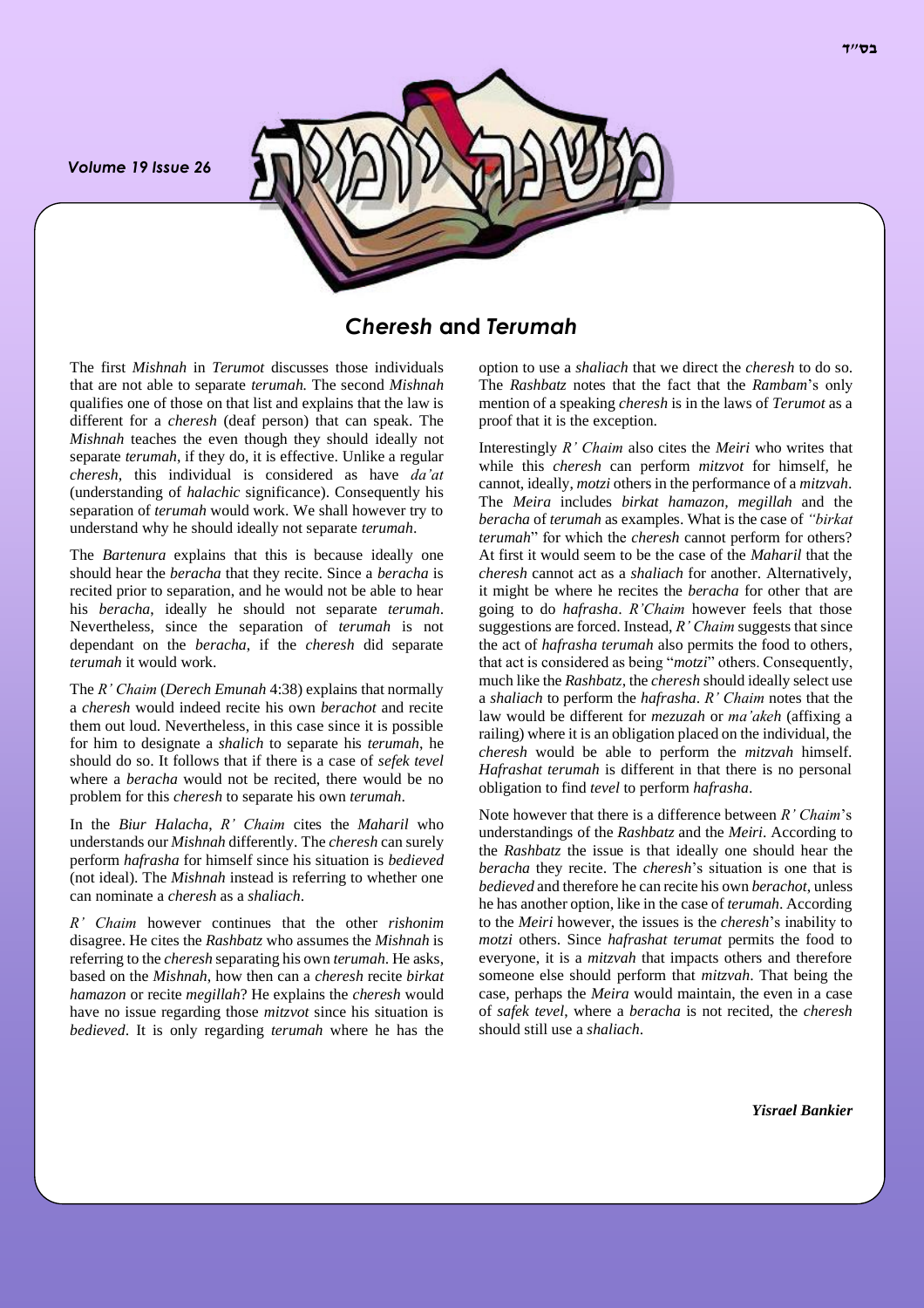## *Cheresh* and *Terumah*

The first *Mishnah* in *Terumot* discusses those individuals that are not able to separate *terumah.* The second *Mishnah* qualifies one of those on that list and explains that the law is different for a *cheresh* (deaf person) that can speak. The *Mishnah* teaches the even though they should ideally not separate *terumah*, if they do, it is effective. Unlike a regular *cheresh*, this individual is considered as have *da'at* (understanding of *halachic* significance). Consequently his separation of *terumah* would work. We shall however try to understand why he should ideally not separate *terumah*.

The *Bartenura* explains that this is because ideally one should hear the *beracha* that they recite. Since a *beracha* is recited prior to separation, and he would not be able to hear his *beracha*, ideally he should not separate *terumah*. Nevertheless, since the separation of *terumah* is not dependant on the *beracha*, if the *cheresh* did separate *terumah* it would work.

The *R' Chaim* (*Derech Emunah* 4:38) explains that normally a *cheresh* would indeed recite his own *berachot* and recite them out loud. Nevertheless, in this case since it is possible for him to designate a *shalich* to separate his *terumah*, he should do so. It follows that if there is a case of *sefek tevel* where a *beracha* would not be recited, there would be no problem for this *cheresh* to separate his own *terumah*.

In the *Biur Halacha*, *R' Chaim* cites the *Maharil* who understands our *Mishnah* differently. The *cheresh* can surely perform *hafrasha* for himself since his situation is *bedieved* (not ideal). The *Mishnah* instead is referring to whether one can nominate a *cheresh* as a *shaliach*.

*R' Chaim* however continues that the other *rishonim* disagree. He cites the *Rashbatz* who assumes the *Mishnah* is referring to the *cheresh* separating his own *terumah*. He asks, based on the *Mishnah*, how then can a *cheresh* recite *birkat hamazon* or recite *megillah*? He explains the *cheresh* would have no issue regarding those *mitzvot* since his situation is *bedieved*. It is only regarding *terumah* where he has the option to use a *shaliach* that we direct the *cheresh* to do so. The *Rashbatz* notes that the fact that the *Rambam*'s only mention of a speaking *cheresh* is in the laws of *Terumot* as a proof that it is the exception.

Interestingly *R' Chaim* also cites the *Meiri* who writes that while this *cheresh* can perform *mitzvot* for himself, he cannot, ideally, *motzi* others in the performance of a *mitzvah*. The *Meira* includes *birkat hamazon, megillah* and the *beracha* of *terumah* as examples. What is the case of *"birkat terumah*" for which the *cheresh* cannot perform for others? At first it would seem to be the case of the *Maharil* that the *cheresh* cannot act as a *shaliach* for another. Alternatively, it might be where he recites the *beracha* for other that are going to do *hafrasha*. *R'Chaim* however feels that those suggestions are forced. Instead, *R' Chaim* suggests that since the act of *hafrasha terumah* also permits the food to others, that act is considered as being "*motzi*" others. Consequently, much like the *Rashbatz*, the *cheresh* should ideally select use a *shaliach* to perform the *hafrasha*. *R' Chaim* notes that the law would be different for *mezuzah* or *ma'akeh* (affixing a railing) where it is an obligation placed on the individual, the *cheresh* would be able to perform the *mitzvah* himself. *Hafrashat terumah* is different in that there is no personal obligation to find *tevel* to perform *hafrasha*.

Note however that there is a difference between *R' Chaim*'s understandings of the *Rashbatz* and the *Meiri*. According to the *Rashbatz* the issue is that ideally one should hear the *beracha* they recite. The *cheresh*'s situation is one that is *bedieved* and therefore he can recite his own *berachot*, unless he has another option, like in the case of *terumah*. According to the *Meiri* however, the issues is the *cheresh*'s inability to *motzi* others. Since *hafrashat terumat* permits the food to everyone, it is a *mitzvah* that impacts others and therefore someone else should perform that *mitzvah*. That being the case, perhaps the *Meira* would maintain, the even in a case of *safek tevel*, where a *beracha* is not recited, the *cheresh* should still use a *shaliach*.

***Yisrael Bankier***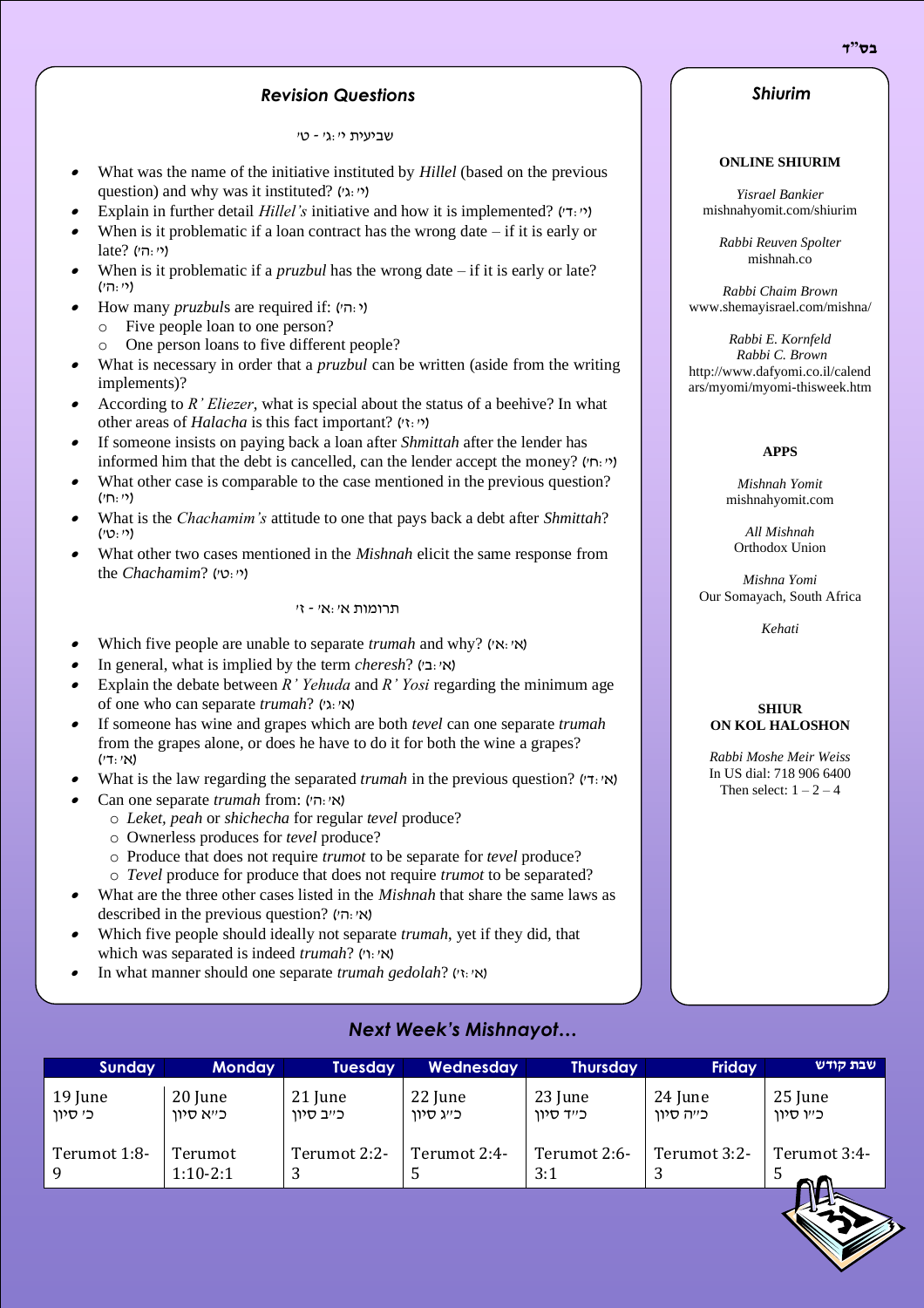בס"ד

## Revision Questions

שביעית י׳:ג׳ - ט׳

- What was the name of the initiative instituted by *Hillel* (based on the previous question) and why was it instituted? (י׳:ג׳)
- Explain in further detail *Hillel's* initiative and how it is implemented? (י׳:ד׳)
- When is it problematic if a loan contract has the wrong date – if it is early or late? (י׳:ה׳)
- When is it problematic if a *pruzbul* has the wrong date – if it is early or late? (י׳:ה׳)
- How many *pruzbul*s are required if: (י׳:ה׳)
  - Five people loan to one person?
  - One person loans to five different people?
- What is necessary in order that a *pruzbul* can be written (aside from the writing implements)?
- According to *R' Eliezer*, what is special about the status of a beehive? In what other areas of *Halacha* is this fact important? (י׳:ז׳)
- If someone insists on paying back a loan after *Shmittah* after the lender has informed him that the debt is cancelled, can the lender accept the money? (י׳:ח׳)
- What other case is comparable to the case mentioned in the previous question? (י׳:ח׳)
- What is the *Chachamim's* attitude to one that pays back a debt after *Shmittah*? (י׳:ט׳)
- What other two cases mentioned in the *Mishnah* elicit the same response from the *Chachamim*? (י׳:ט׳)

תרומות א׳:א׳ - ז׳

- Which five people are unable to separate *trumah* and why? (א׳:א׳)
- In general, what is implied by the term *cheresh*? (א׳:ב׳)
- Explain the debate between *R' Yehuda* and *R' Yosi* regarding the minimum age of one who can separate *trumah*? (א׳:ג׳)
- If someone has wine and grapes which are both *tevel* can one separate *trumah* from the grapes alone, or does he have to do it for both the wine a grapes? (א׳:ד׳)
- What is the law regarding the separated *trumah* in the previous question? (א׳:ד׳)
- Can one separate *trumah* from: (א׳:ה׳)
  - *Leket, peah* or *shichecha* for regular *tevel* produce?
  - Ownerless produces for *tevel* produce?
  - Produce that does not require *trumot* to be separate for *tevel* produce?
  - *Tevel* produce for produce that does not require *trumot* to be separated?
- What are the three other cases listed in the *Mishnah* that share the same laws as described in the previous question? (א׳:ה׳)
- Which five people should ideally not separate *trumah*, yet if they did, that which was separated is indeed *trumah*? (א׳:ו׳)
- In what manner should one separate *trumah gedolah*? (א׳:ז׳)

## Shiurim

**ONLINE SHIURIM**

*Yisrael Bankier*
mishnahyomit.com/shiurim

*Rabbi Reuven Spolter*
mishnah.co

*Rabbi Chaim Brown*
www.shemayisrael.com/mishna/

*Rabbi E. Kornfeld*
*Rabbi C. Brown*
http://www.dafyomi.co.il/calendars/myomi/myomi-thisweek.htm

**APPS**

*Mishnah Yomit*
mishnahyomit.com

*All Mishnah*
Orthodox Union

*Mishna Yomi*
Our Somayach, South Africa

*Kehati*

**SHIUR ON KOL HALOSHON**

*Rabbi Moshe Meir Weiss*
In US dial: 718 906 6400
Then select: 1 – 2 – 4

## Next Week's Mishnayot...

| Sunday | Monday | Tuesday | Wednesday | Thursday | Friday | שבת קודש |
|---|---|---|---|---|---|---|
| 19 June<br>כ׳ סיון | 20 June<br>כ״א סיון | 21 June<br>כ״ב סיון | 22 June<br>כ״ג סיון | 23 June<br>כ״ד סיון | 24 June<br>כ״ה סיון | 25 June<br>כ״ו סיון |
| Terumot 1:8-9 | Terumot 1:10-2:1 | Terumot 2:2-3 | Terumot 2:4-5 | Terumot 2:6-3:1 | Terumot 3:2-3 | Terumot 3:4-5 |